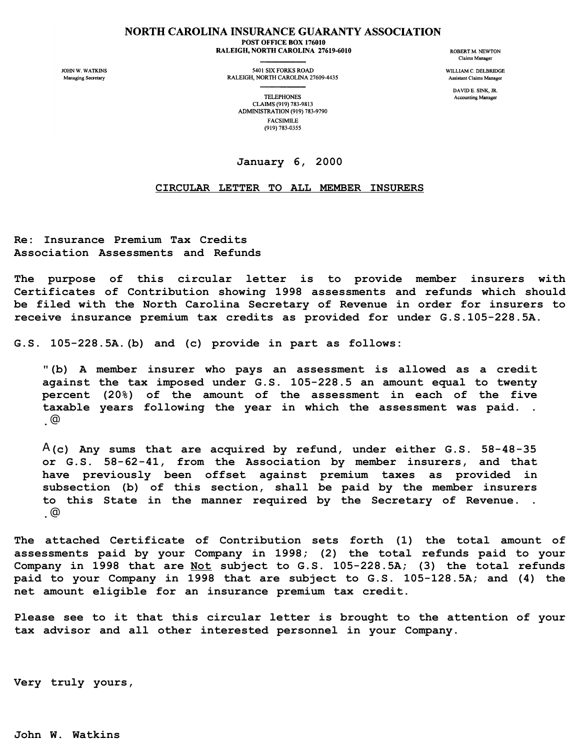# NORTH CAROLINA INSURANCE GUARANTY ASSOCIATION

POST OFFICE BOX 176010
RALEIGH, NORTH CAROLINA 27619-6010

5401 SIX FORKS ROAD
RALEIGH, NORTH CAROLINA 27609-4435

TELEPHONES
CLAIMS (919) 783-9813
ADMINISTRATION (919) 783-9790
FACSIMILE
(919) 783-0355

JOHN W. WATKINS
Managing Secretary

ROBERT M. NEWTON
Claims Manager

WILLIAM C. DELBRIDGE
Assistant Claims Manager

DAVID E. SINK, JR.
Accounting Manager

January 6, 2000

**CIRCULAR LETTER TO ALL MEMBER INSURERS**

Re: Insurance Premium Tax Credits
Association Assessments and Refunds

The purpose of this circular letter is to provide member insurers with Certificates of Contribution showing 1998 assessments and refunds which should be filed with the North Carolina Secretary of Revenue in order for insurers to receive insurance premium tax credits as provided for under G.S.105-228.5A.

G.S. 105-228.5A.(b) and (c) provide in part as follows:

> "(b) A member insurer who pays an assessment is allowed as a credit against the tax imposed under G.S. 105-228.5 an amount equal to twenty percent (20%) of the amount of the assessment in each of the five taxable years following the year in which the assessment was paid. . .@
>
> A(c) Any sums that are acquired by refund, under either G.S. 58-48-35 or G.S. 58-62-41, from the Association by member insurers, and that have previously been offset against premium taxes as provided in subsection (b) of this section, shall be paid by the member insurers to this State in the manner required by the Secretary of Revenue. . .@

The attached Certificate of Contribution sets forth (1) the total amount of assessments paid by your Company in 1998; (2) the total refunds paid to your Company in 1998 that are Not subject to G.S. 105-228.5A; (3) the total refunds paid to your Company in 1998 that are subject to G.S. 105-128.5A; and (4) the net amount eligible for an insurance premium tax credit.

Please see to it that this circular letter is brought to the attention of your tax advisor and all other interested personnel in your Company.

Very truly yours,

John W. Watkins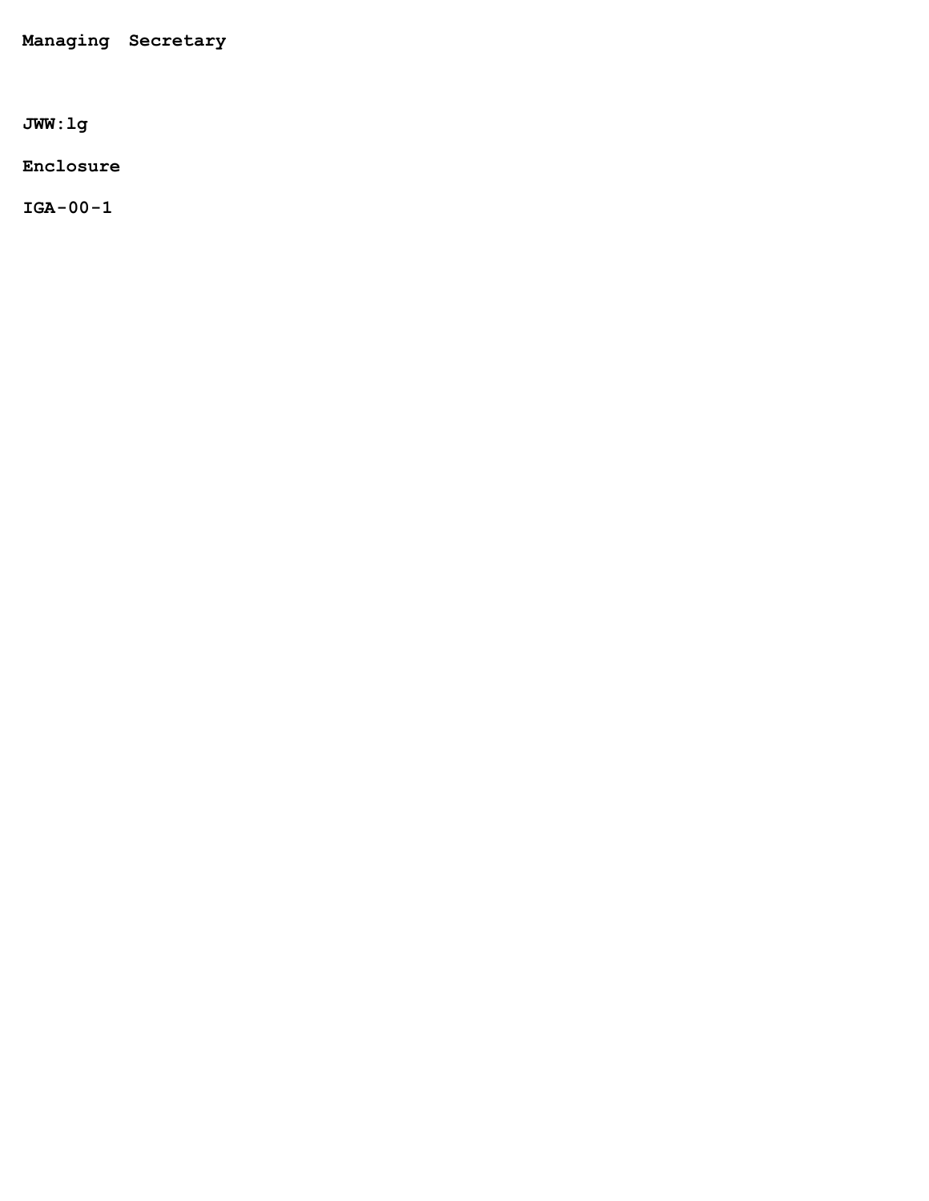**Managing Secretary**

**JWW:lg**

**Enclosure**

**IGA-00-1**